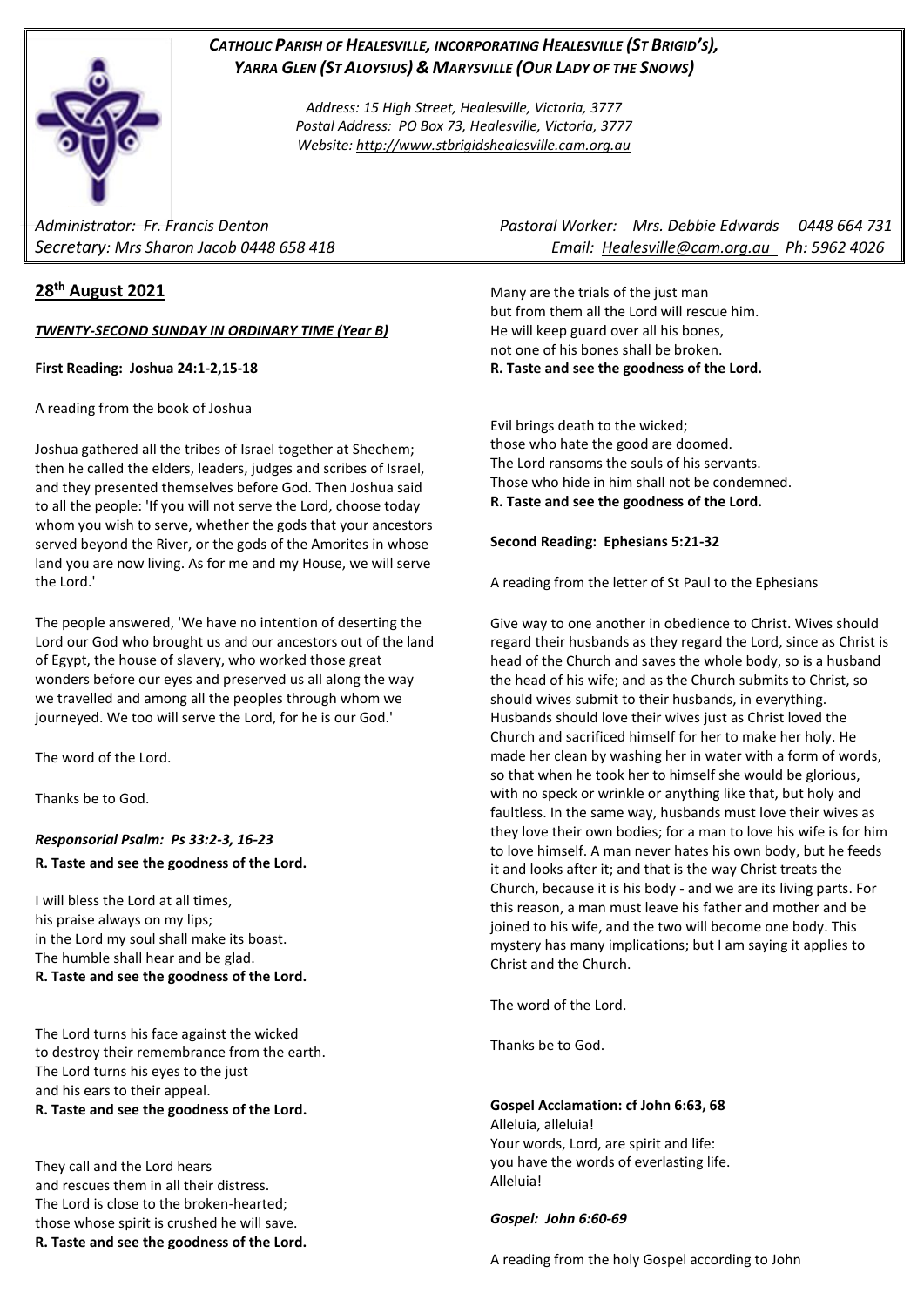***CATHOLIC PARISH OF HEALESVILLE, INCORPORATING HEALESVILLE (ST BRIGID'S), YARRA GLEN (ST ALOYSIUS) & MARYSVILLE (OUR LADY OF THE SNOWS)***

*Address: 15 High Street, Healesville, Victoria, 3777*
*Postal Address: PO Box 73, Healesville, Victoria, 3777*
*Website: http://www.stbrigidshealesville.cam.org.au*

*Administrator: Fr. Francis Denton*
*Secretary: Mrs Sharon Jacob 0448 658 418*
*Pastoral Worker: Mrs. Debbie Edwards 0448 664 731*
*Email: Healesville@cam.org.au Ph: 5962 4026*

## 28th August 2021

***TWENTY-SECOND SUNDAY IN ORDINARY TIME (Year B)***

**First Reading: Joshua 24:1-2,15-18**

A reading from the book of Joshua

Joshua gathered all the tribes of Israel together at Shechem; then he called the elders, leaders, judges and scribes of Israel, and they presented themselves before God. Then Joshua said to all the people: 'If you will not serve the Lord, choose today whom you wish to serve, whether the gods that your ancestors served beyond the River, or the gods of the Amorites in whose land you are now living. As for me and my House, we will serve the Lord.'

The people answered, 'We have no intention of deserting the Lord our God who brought us and our ancestors out of the land of Egypt, the house of slavery, who worked those great wonders before our eyes and preserved us all along the way we travelled and among all the peoples through whom we journeyed. We too will serve the Lord, for he is our God.'

The word of the Lord.

Thanks be to God.

***Responsorial Psalm: Ps 33:2-3, 16-23***

**R. Taste and see the goodness of the Lord.**

I will bless the Lord at all times,
his praise always on my lips;
in the Lord my soul shall make its boast.
The humble shall hear and be glad.
**R. Taste and see the goodness of the Lord.**

The Lord turns his face against the wicked
to destroy their remembrance from the earth.
The Lord turns his eyes to the just
and his ears to their appeal.
**R. Taste and see the goodness of the Lord.**

They call and the Lord hears
and rescues them in all their distress.
The Lord is close to the broken-hearted;
those whose spirit is crushed he will save.
**R. Taste and see the goodness of the Lord.**

Many are the trials of the just man
but from them all the Lord will rescue him.
He will keep guard over all his bones,
not one of his bones shall be broken.
**R. Taste and see the goodness of the Lord.**

Evil brings death to the wicked;
those who hate the good are doomed.
The Lord ransoms the souls of his servants.
Those who hide in him shall not be condemned.
**R. Taste and see the goodness of the Lord.**

**Second Reading: Ephesians 5:21-32**

A reading from the letter of St Paul to the Ephesians

Give way to one another in obedience to Christ. Wives should regard their husbands as they regard the Lord, since as Christ is head of the Church and saves the whole body, so is a husband the head of his wife; and as the Church submits to Christ, so should wives submit to their husbands, in everything. Husbands should love their wives just as Christ loved the Church and sacrificed himself for her to make her holy. He made her clean by washing her in water with a form of words, so that when he took her to himself she would be glorious, with no speck or wrinkle or anything like that, but holy and faultless. In the same way, husbands must love their wives as they love their own bodies; for a man to love his wife is for him to love himself. A man never hates his own body, but he feeds it and looks after it; and that is the way Christ treats the Church, because it is his body - and we are its living parts. For this reason, a man must leave his father and mother and be joined to his wife, and the two will become one body. This mystery has many implications; but I am saying it applies to Christ and the Church.

The word of the Lord.

Thanks be to God.

**Gospel Acclamation: cf John 6:63, 68**
Alleluia, alleluia!
Your words, Lord, are spirit and life:
you have the words of everlasting life.
Alleluia!

***Gospel: John 6:60-69***

A reading from the holy Gospel according to John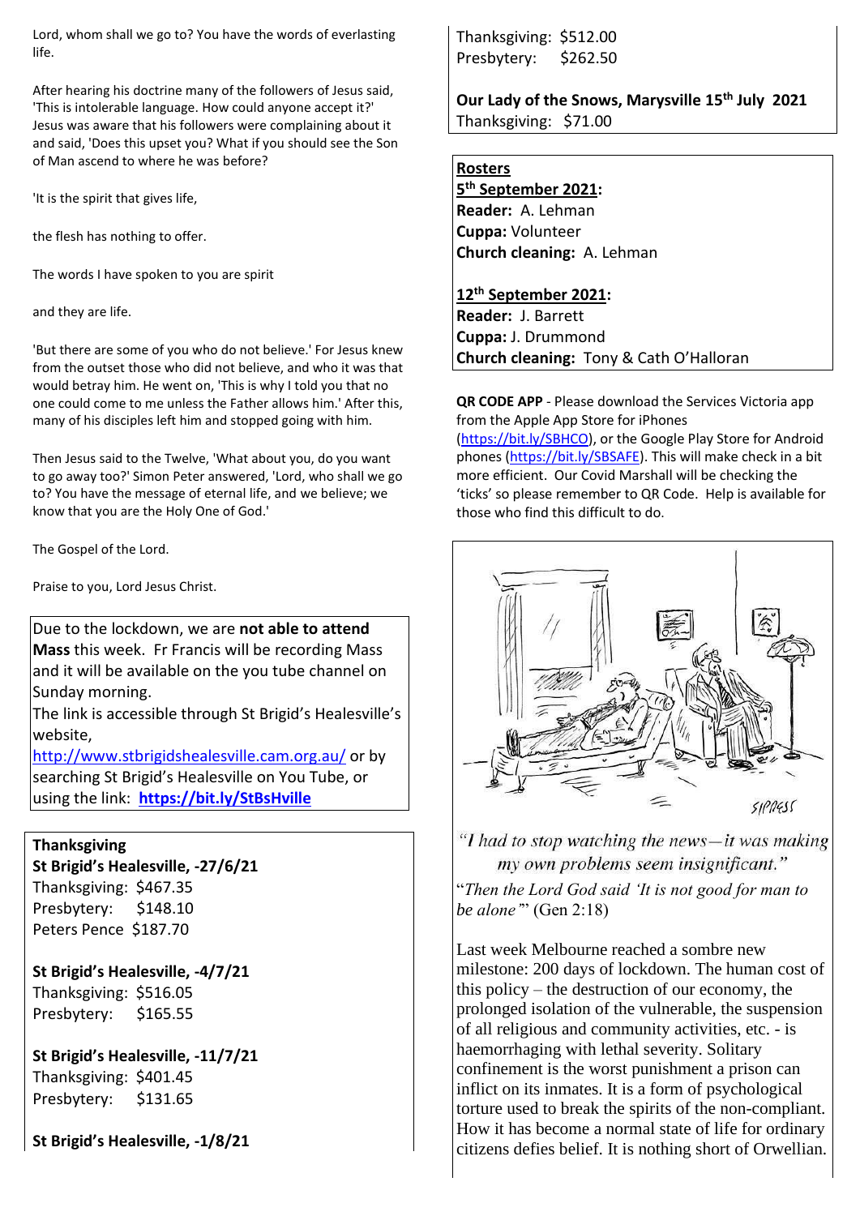Lord, whom shall we go to? You have the words of everlasting life.

After hearing his doctrine many of the followers of Jesus said, 'This is intolerable language. How could anyone accept it?' Jesus was aware that his followers were complaining about it and said, 'Does this upset you? What if you should see the Son of Man ascend to where he was before?

'It is the spirit that gives life,

the flesh has nothing to offer.

The words I have spoken to you are spirit

and they are life.

'But there are some of you who do not believe.' For Jesus knew from the outset those who did not believe, and who it was that would betray him. He went on, 'This is why I told you that no one could come to me unless the Father allows him.' After this, many of his disciples left him and stopped going with him.

Then Jesus said to the Twelve, 'What about you, do you want to go away too?' Simon Peter answered, 'Lord, who shall we go to? You have the message of eternal life, and we believe; we know that you are the Holy One of God.'

The Gospel of the Lord.

Praise to you, Lord Jesus Christ.

Due to the lockdown, we are **not able to attend Mass** this week. Fr Francis will be recording Mass and it will be available on the you tube channel on Sunday morning.
The link is accessible through St Brigid's Healesville's website,
http://www.stbrigidshealesville.cam.org.au/ or by searching St Brigid's Healesville on You Tube, or using the link: **https://bit.ly/StBsHville**

**Thanksgiving**

**St Brigid's Healesville, -27/6/21**
Thanksgiving: $467.35
Presbytery: $148.10
Peters Pence $187.70

**St Brigid's Healesville, -4/7/21**
Thanksgiving: $516.05
Presbytery: $165.55

**St Brigid's Healesville, -11/7/21**
Thanksgiving: $401.45
Presbytery: $131.65

**St Brigid's Healesville, -1/8/21**
Thanksgiving: $512.00
Presbytery: $262.50

**Our Lady of the Snows, Marysville 15th July 2021**
Thanksgiving: $71.00

**Rosters**

**5th September 2021:**
**Reader:** A. Lehman
**Cuppa:** Volunteer
**Church cleaning:** A. Lehman

**12th September 2021:**
**Reader:** J. Barrett
**Cuppa:** J. Drummond
**Church cleaning:** Tony & Cath O'Halloran

**QR CODE APP** - Please download the Services Victoria app from the Apple App Store for iPhones (https://bit.ly/SBHCO), or the Google Play Store for Android phones (https://bit.ly/SBSAFE). This will make check in a bit more efficient. Our Covid Marshall will be checking the 'ticks' so please remember to QR Code. Help is available for those who find this difficult to do.

*"I had to stop watching the news—it was making my own problems seem insignificant."*

"*Then the Lord God said 'It is not good for man to be alone'*" (Gen 2:18)

Last week Melbourne reached a sombre new milestone: 200 days of lockdown. The human cost of this policy – the destruction of our economy, the prolonged isolation of the vulnerable, the suspension of all religious and community activities, etc. - is haemorrhaging with lethal severity. Solitary confinement is the worst punishment a prison can inflict on its inmates. It is a form of psychological torture used to break the spirits of the non-compliant. How it has become a normal state of life for ordinary citizens defies belief. It is nothing short of Orwellian.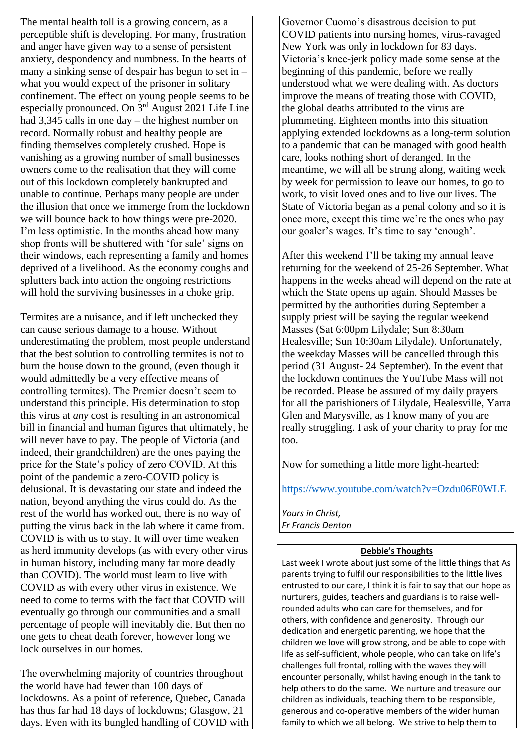The mental health toll is a growing concern, as a perceptible shift is developing. For many, frustration and anger have given way to a sense of persistent anxiety, despondency and numbness. In the hearts of many a sinking sense of despair has begun to set in – what you would expect of the prisoner in solitary confinement. The effect on young people seems to be especially pronounced. On 3rd August 2021 Life Line had 3,345 calls in one day – the highest number on record. Normally robust and healthy people are finding themselves completely crushed. Hope is vanishing as a growing number of small businesses owners come to the realisation that they will come out of this lockdown completely bankrupted and unable to continue. Perhaps many people are under the illusion that once we immerge from the lockdown we will bounce back to how things were pre-2020. I'm less optimistic. In the months ahead how many shop fronts will be shuttered with 'for sale' signs on their windows, each representing a family and homes deprived of a livelihood. As the economy coughs and splutters back into action the ongoing restrictions will hold the surviving businesses in a choke grip.

Termites are a nuisance, and if left unchecked they can cause serious damage to a house. Without underestimating the problem, most people understand that the best solution to controlling termites is not to burn the house down to the ground, (even though it would admittedly be a very effective means of controlling termites). The Premier doesn't seem to understand this principle. His determination to stop this virus at *any* cost is resulting in an astronomical bill in financial and human figures that ultimately, he will never have to pay. The people of Victoria (and indeed, their grandchildren) are the ones paying the price for the State's policy of zero COVID. At this point of the pandemic a zero-COVID policy is delusional. It is devastating our state and indeed the nation, beyond anything the virus could do. As the rest of the world has worked out, there is no way of putting the virus back in the lab where it came from. COVID is with us to stay. It will over time weaken as herd immunity develops (as with every other virus in human history, including many far more deadly than COVID). The world must learn to live with COVID as with every other virus in existence. We need to come to terms with the fact that COVID will eventually go through our communities and a small percentage of people will inevitably die. But then no one gets to cheat death forever, however long we lock ourselves in our homes.

The overwhelming majority of countries throughout the world have had fewer than 100 days of lockdowns. As a point of reference, Quebec, Canada has thus far had 18 days of lockdowns; Glasgow, 21 days. Even with its bungled handling of COVID with Governor Cuomo's disastrous decision to put COVID patients into nursing homes, virus-ravaged New York was only in lockdown for 83 days. Victoria's knee-jerk policy made some sense at the beginning of this pandemic, before we really understood what we were dealing with. As doctors improve the means of treating those with COVID, the global deaths attributed to the virus are plummeting. Eighteen months into this situation applying extended lockdowns as a long-term solution to a pandemic that can be managed with good health care, looks nothing short of deranged. In the meantime, we will all be strung along, waiting week by week for permission to leave our homes, to go to work, to visit loved ones and to live our lives. The State of Victoria began as a penal colony and so it is once more, except this time we're the ones who pay our goaler's wages. It's time to say 'enough'.

After this weekend I'll be taking my annual leave returning for the weekend of 25-26 September. What happens in the weeks ahead will depend on the rate at which the State opens up again. Should Masses be permitted by the authorities during September a supply priest will be saying the regular weekend Masses (Sat 6:00pm Lilydale; Sun 8:30am Healesville; Sun 10:30am Lilydale). Unfortunately, the weekday Masses will be cancelled through this period (31 August- 24 September). In the event that the lockdown continues the YouTube Mass will not be recorded. Please be assured of my daily prayers for all the parishioners of Lilydale, Healesville, Yarra Glen and Marysville, as I know many of you are really struggling. I ask of your charity to pray for me too.

Now for something a little more light-hearted:

https://www.youtube.com/watch?v=Ozdu06E0WLE

*Yours in Christ,*
*Fr Francis Denton*

**Debbie's Thoughts**

Last week I wrote about just some of the little things that As parents trying to fulfil our responsibilities to the little lives entrusted to our care, I think it is fair to say that our hope as nurturers, guides, teachers and guardians is to raise well-rounded adults who can care for themselves, and for others, with confidence and generosity. Through our dedication and energetic parenting, we hope that the children we love will grow strong, and be able to cope with life as self-sufficient, whole people, who can take on life's challenges full frontal, rolling with the waves they will encounter personally, whilst having enough in the tank to help others to do the same. We nurture and treasure our children as individuals, teaching them to be responsible, generous and co-operative members of the wider human family to which we all belong. We strive to help them to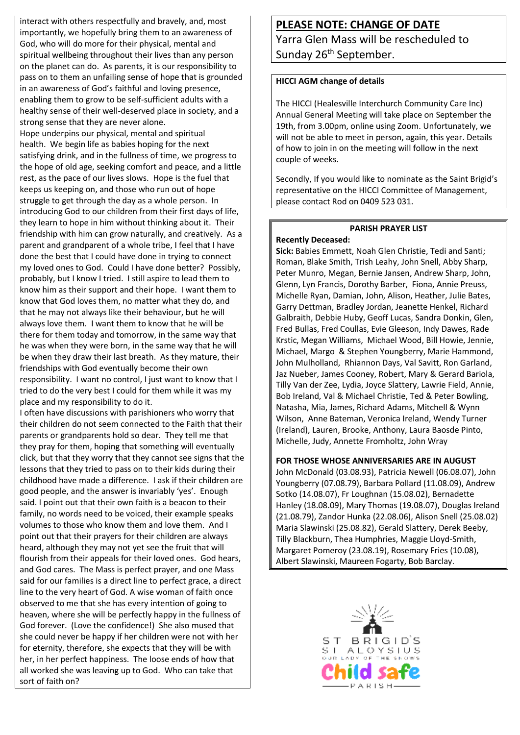interact with others respectfully and bravely, and, most importantly, we hopefully bring them to an awareness of God, who will do more for their physical, mental and spiritual wellbeing throughout their lives than any person on the planet can do. As parents, it is our responsibility to pass on to them an unfailing sense of hope that is grounded in an awareness of God's faithful and loving presence, enabling them to grow to be self-sufficient adults with a healthy sense of their well-deserved place in society, and a strong sense that they are never alone.

Hope underpins our physical, mental and spiritual health. We begin life as babies hoping for the next satisfying drink, and in the fullness of time, we progress to the hope of old age, seeking comfort and peace, and a little rest, as the pace of our lives slows. Hope is the fuel that keeps us keeping on, and those who run out of hope struggle to get through the day as a whole person. In introducing God to our children from their first days of life, they learn to hope in him without thinking about it. Their friendship with him can grow naturally, and creatively. As a parent and grandparent of a whole tribe, I feel that I have done the best that I could have done in trying to connect my loved ones to God. Could I have done better? Possibly, probably, but I know I tried. I still aspire to lead them to know him as their support and their hope. I want them to know that God loves them, no matter what they do, and that he may not always like their behaviour, but he will always love them. I want them to know that he will be there for them today and tomorrow, in the same way that he was when they were born, in the same way that he will be when they draw their last breath. As they mature, their friendships with God eventually become their own responsibility. I want no control, I just want to know that I tried to do the very best I could for them while it was my place and my responsibility to do it.

I often have discussions with parishioners who worry that their children do not seem connected to the Faith that their parents or grandparents hold so dear. They tell me that they pray for them, hoping that something will eventually click, but that they worry that they cannot see signs that the lessons that they tried to pass on to their kids during their childhood have made a difference. I ask if their children are good people, and the answer is invariably 'yes'. Enough said. I point out that their own faith is a beacon to their family, no words need to be voiced, their example speaks volumes to those who know them and love them. And I point out that their prayers for their children are always heard, although they may not yet see the fruit that will flourish from their appeals for their loved ones. God hears, and God cares. The Mass is perfect prayer, and one Mass said for our families is a direct line to perfect grace, a direct line to the very heart of God. A wise woman of faith once observed to me that she has every intention of going to heaven, where she will be perfectly happy in the fullness of God forever. (Love the confidence!) She also mused that she could never be happy if her children were not with her for eternity, therefore, she expects that they will be with her, in her perfect happiness. The loose ends of how that all worked she was leaving up to God. Who can take that sort of faith on?

## PLEASE NOTE: CHANGE OF DATE

Yarra Glen Mass will be rescheduled to Sunday 26th September.

**HICCI AGM change of details**

The HICCI (Healesville Interchurch Community Care Inc) Annual General Meeting will take place on September the 19th, from 3.00pm, online using Zoom. Unfortunately, we will not be able to meet in person, again, this year. Details of how to join in on the meeting will follow in the next couple of weeks.

Secondly, If you would like to nominate as the Saint Brigid's representative on the HICCI Committee of Management, please contact Rod on 0409 523 031.

**PARISH PRAYER LIST**

**Recently Deceased:**

**Sick:** Babies Emmett, Noah Glen Christie, Tedi and Santi; Roman, Blake Smith, Trish Leahy, John Snell, Abby Sharp, Peter Munro, Megan, Bernie Jansen, Andrew Sharp, John, Glenn, Lyn Francis, Dorothy Barber, Fiona, Annie Preuss, Michelle Ryan, Damian, John, Alison, Heather, Julie Bates, Garry Dettman, Bradley Jordan, Jeanette Henkel, Richard Galbraith, Debbie Huby, Geoff Lucas, Sandra Donkin, Glen, Fred Bullas, Fred Coullas, Evie Gleeson, Indy Dawes, Rade Krstic, Megan Williams, Michael Wood, Bill Howie, Jennie, Michael, Margo & Stephen Youngberry, Marie Hammond, John Mulholland, Rhiannon Days, Val Savitt, Ron Garland, Jaz Nueber, James Cooney, Robert, Mary & Gerard Bariola, Tilly Van der Zee, Lydia, Joyce Slattery, Lawrie Field, Annie, Bob Ireland, Val & Michael Christie, Ted & Peter Bowling, Natasha, Mia, James, Richard Adams, Mitchell & Wynn Wilson, Anne Bateman, Veronica Ireland, Wendy Turner (Ireland), Lauren, Brooke, Anthony, Laura Baosde Pinto, Michelle, Judy, Annette Fromholtz, John Wray

**FOR THOSE WHOSE ANNIVERSARIES ARE IN AUGUST**

John McDonald (03.08.93), Patricia Newell (06.08.07), John Youngberry (07.08.79), Barbara Pollard (11.08.09), Andrew Sotko (14.08.07), Fr Loughnan (15.08.02), Bernadette Hanley (18.08.09), Mary Thomas (19.08.07), Douglas Ireland (21.08.79), Zandor Hunka (22.08.06), Alison Snell (25.08.02) Maria Slawinski (25.08.82), Gerald Slattery, Derek Beeby, Tilly Blackburn, Thea Humphries, Maggie Lloyd-Smith, Margaret Pomeroy (23.08.19), Rosemary Fries (10.08), Albert Slawinski, Maureen Fogarty, Bob Barclay.

ST BRIGID'S
ST ALOYSIUS
OUR LADY OF THE SNOWS
Child safe
PARISH